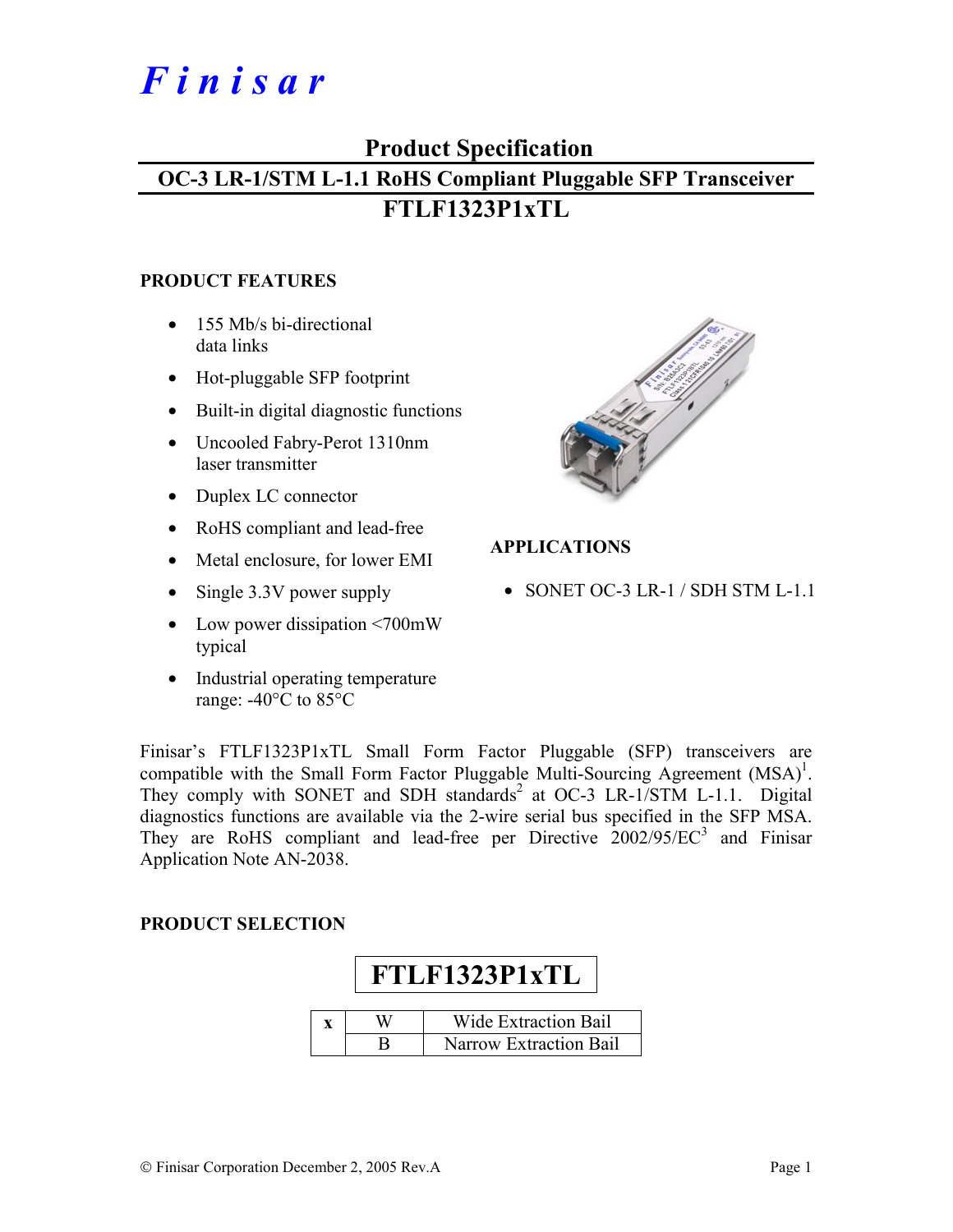# Finisar

## Product Specification

## OC-3 LR-1/STM L-1.1 RoHS Compliant Pluggable SFP Transceiver

## FTLF1323P1xTL

### PRODUCT FEATURES

- 155 Mb/s bi-directional data links
- Hot-pluggable SFP footprint
- Built-in digital diagnostic functions
- Uncooled Fabry-Perot 1310nm laser transmitter
- Duplex LC connector
- RoHS compliant and lead-free
- Metal enclosure, for lower EMI
- Single 3.3V power supply
- Low power dissipation <700mW typical
- Industrial operating temperature range: -40°C to 85°C

### APPLICATIONS

- SONET OC-3 LR-1 / SDH STM L-1.1

Finisar's FTLF1323P1xTL Small Form Factor Pluggable (SFP) transceivers are compatible with the Small Form Factor Pluggable Multi-Sourcing Agreement (MSA)[1]. They comply with SONET and SDH standards[2] at OC-3 LR-1/STM L-1.1. Digital diagnostics functions are available via the 2-wire serial bus specified in the SFP MSA. They are RoHS compliant and lead-free per Directive 2002/95/EC[3] and Finisar Application Note AN-2038.

### PRODUCT SELECTION

**FTLF1323P1xTL**

| x | | |
|---|---|---|
| | W | Wide Extraction Bail |
| | B | Narrow Extraction Bail |

© Finisar Corporation December 2, 2005 Rev.A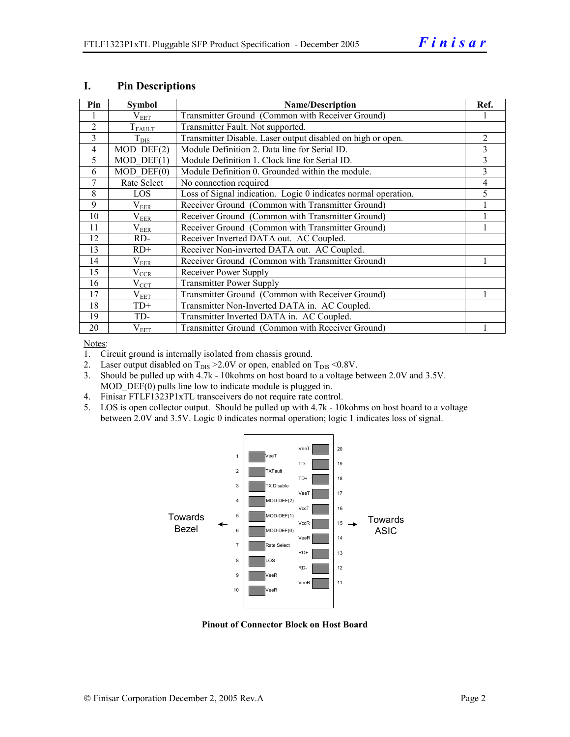## I. Pin Descriptions

| Pin | Symbol | Name/Description | Ref. |
|---|---|---|---|
| 1 | $V_{EET}$ | Transmitter Ground (Common with Receiver Ground) | 1 |
| 2 | $T_{FAULT}$ | Transmitter Fault. Not supported. | |
| 3 | $T_{DIS}$ | Transmitter Disable. Laser output disabled on high or open. | 2 |
| 4 | MOD_DEF(2) | Module Definition 2. Data line for Serial ID. | 3 |
| 5 | MOD_DEF(1) | Module Definition 1. Clock line for Serial ID. | 3 |
| 6 | MOD_DEF(0) | Module Definition 0. Grounded within the module. | 3 |
| 7 | Rate Select | No connection required | 4 |
| 8 | LOS | Loss of Signal indication. Logic 0 indicates normal operation. | 5 |
| 9 | $V_{EER}$ | Receiver Ground (Common with Transmitter Ground) | 1 |
| 10 | $V_{EER}$ | Receiver Ground (Common with Transmitter Ground) | 1 |
| 11 | $V_{EER}$ | Receiver Ground (Common with Transmitter Ground) | 1 |
| 12 | RD- | Receiver Inverted DATA out. AC Coupled. | |
| 13 | RD+ | Receiver Non-inverted DATA out. AC Coupled. | |
| 14 | $V_{EER}$ | Receiver Ground (Common with Transmitter Ground) | 1 |
| 15 | $V_{CCR}$ | Receiver Power Supply | |
| 16 | $V_{CCT}$ | Transmitter Power Supply | |
| 17 | $V_{EET}$ | Transmitter Ground (Common with Receiver Ground) | 1 |
| 18 | TD+ | Transmitter Non-Inverted DATA in. AC Coupled. | |
| 19 | TD- | Transmitter Inverted DATA in. AC Coupled. | |
| 20 | $V_{EET}$ | Transmitter Ground (Common with Receiver Ground) | 1 |

Notes:
1. Circuit ground is internally isolated from chassis ground.
2. Laser output disabled on $T_{DIS}$ >2.0V or open, enabled on $T_{DIS}$ <0.8V.
3. Should be pulled up with 4.7k - 10kohms on host board to a voltage between 2.0V and 3.5V. MOD_DEF(0) pulls line low to indicate module is plugged in.
4. Finisar FTLF1323P1xTL transceivers do not require rate control.
5. LOS is open collector output. Should be pulled up with 4.7k - 10kohms on host board to a voltage between 2.0V and 3.5V. Logic 0 indicates normal operation; logic 1 indicates loss of signal.

| Pin | Signal | Signal | Pin |
|---|---|---|---|
| | | VeeT | 20 |
| 1 | VeeT | TD- | 19 |
| 2 | TXFault | TD+ | 18 |
| 3 | TX Disable | VeeT | 17 |
| 4 | MOD-DEF(2) | VccT | 16 |
| 5 | MOD-DEF(1) | VccR | 15 |
| 6 | MOD-DEF(0) | VeeR | 14 |
| 7 | Rate Select | RD+ | 13 |
| 8 | LOS | RD- | 12 |
| 9 | VeeR | VeeR | 11 |
| 10 | VeeR | | |

Towards Bezel ← → Towards ASIC

**Pinout of Connector Block on Host Board**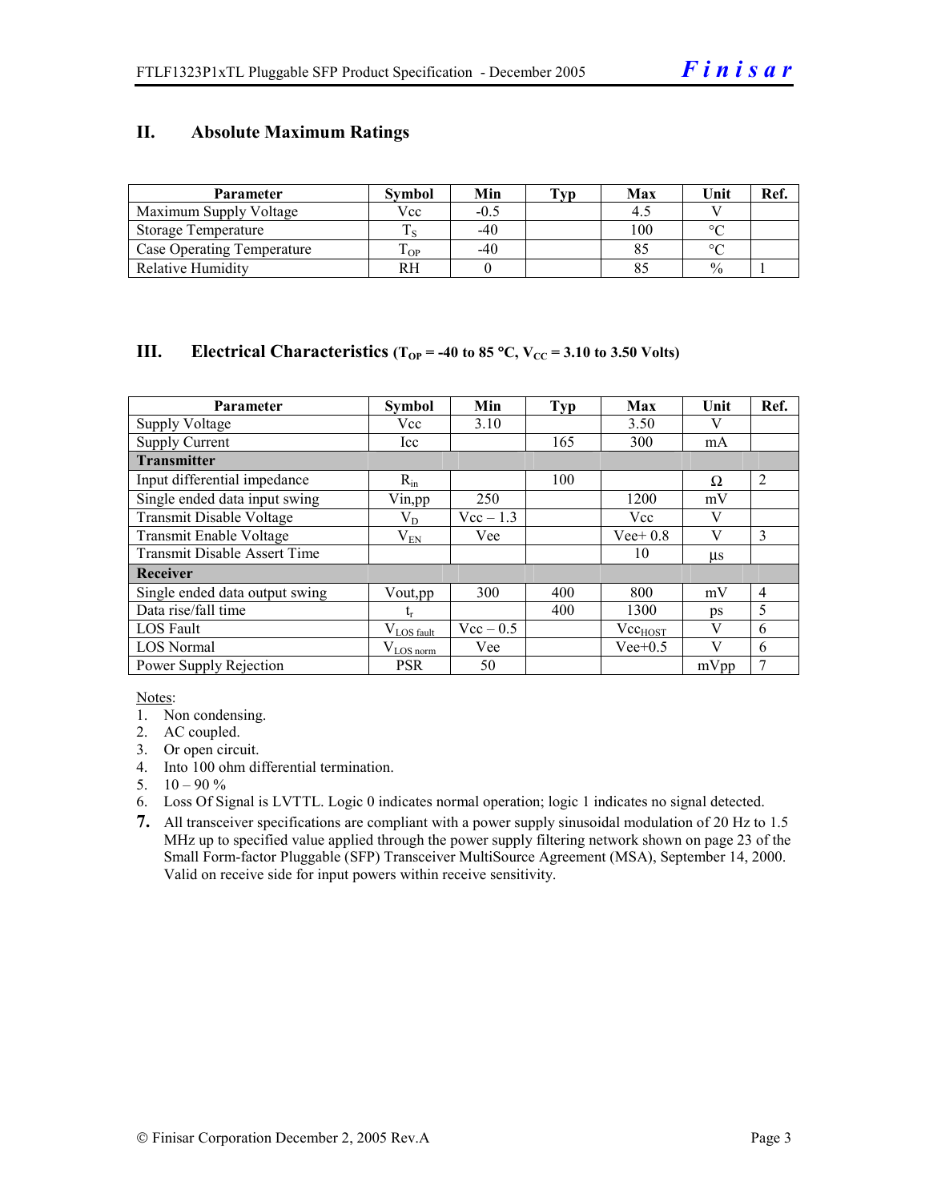## II. Absolute Maximum Ratings

| Parameter | Symbol | Min | Typ | Max | Unit | Ref. |
|---|---|---|---|---|---|---|
| Maximum Supply Voltage | Vcc | -0.5 | | 4.5 | V | |
| Storage Temperature | $T_S$ | -40 | | 100 | °C | |
| Case Operating Temperature | $T_{OP}$ | -40 | | 85 | °C | |
| Relative Humidity | RH | 0 | | 85 | % | 1 |

## III. Electrical Characteristics ($T_{OP}$ = -40 to 85 °C, $V_{CC}$ = 3.10 to 3.50 Volts)

| Parameter | Symbol | Min | Typ | Max | Unit | Ref. |
|---|---|---|---|---|---|---|
| Supply Voltage | Vcc | 3.10 | | 3.50 | V | |
| Supply Current | Icc | | 165 | 300 | mA | |
| **Transmitter** | | | | | | |
| Input differential impedance | $R_{in}$ | | 100 | | Ω | 2 |
| Single ended data input swing | Vin,pp | 250 | | 1200 | mV | |
| Transmit Disable Voltage | $V_D$ | Vcc – 1.3 | | Vcc | V | |
| Transmit Enable Voltage | $V_{EN}$ | Vee | | Vee+ 0.8 | V | 3 |
| Transmit Disable Assert Time | | | | 10 | µs | |
| **Receiver** | | | | | | |
| Single ended data output swing | Vout,pp | 300 | 400 | 800 | mV | 4 |
| Data rise/fall time | $t_r$ | | 400 | 1300 | ps | 5 |
| LOS Fault | $V_{LOS\ fault}$ | Vcc – 0.5 | | $Vcc_{HOST}$ | V | 6 |
| LOS Normal | $V_{LOS\ norm}$ | Vee | | Vee+0.5 | V | 6 |
| Power Supply Rejection | PSR | 50 | | | mVpp | 7 |

Notes:

1. Non condensing.
2. AC coupled.
3. Or open circuit.
4. Into 100 ohm differential termination.
5. 10 – 90 %
6. Loss Of Signal is LVTTL. Logic 0 indicates normal operation; logic 1 indicates no signal detected.
7. All transceiver specifications are compliant with a power supply sinusoidal modulation of 20 Hz to 1.5 MHz up to specified value applied through the power supply filtering network shown on page 23 of the Small Form-factor Pluggable (SFP) Transceiver MultiSource Agreement (MSA), September 14, 2000. Valid on receive side for input powers within receive sensitivity.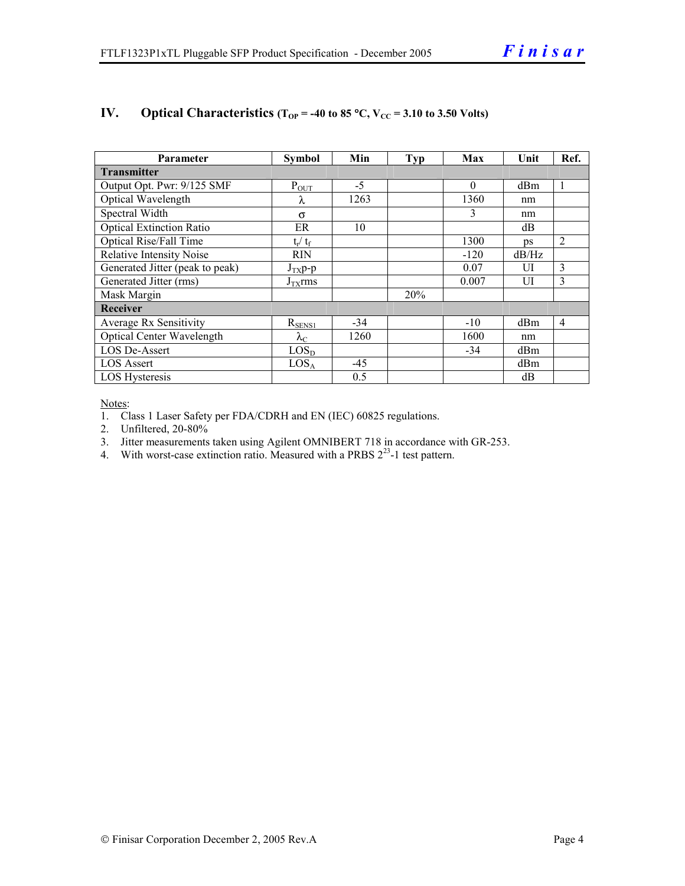## IV. Optical Characteristics ($T_{OP}$ = -40 to 85 °C, $V_{CC}$ = 3.10 to 3.50 Volts)

| Parameter | Symbol | Min | Typ | Max | Unit | Ref. |
|---|---|---|---|---|---|---|
| **Transmitter** | | | | | | |
| Output Opt. Pwr: 9/125 SMF | $P_{OUT}$ | -5 | | 0 | dBm | 1 |
| Optical Wavelength | $\lambda$ | 1263 | | 1360 | nm | |
| Spectral Width | $\sigma$ | | | 3 | nm | |
| Optical Extinction Ratio | ER | 10 | | | dB | |
| Optical Rise/Fall Time | $t_r/ t_f$ | | | 1300 | ps | 2 |
| Relative Intensity Noise | RIN | | | -120 | dB/Hz | |
| Generated Jitter (peak to peak) | $J_{TX}$p-p | | | 0.07 | UI | 3 |
| Generated Jitter (rms) | $J_{TX}$rms | | | 0.007 | UI | 3 |
| Mask Margin | | | 20% | | | |
| **Receiver** | | | | | | |
| Average Rx Sensitivity | $R_{SENS1}$ | -34 | | -10 | dBm | 4 |
| Optical Center Wavelength | $\lambda_C$ | 1260 | | 1600 | nm | |
| LOS De-Assert | $LOS_D$ | | | -34 | dBm | |
| LOS Assert | $LOS_A$ | -45 | | | dBm | |
| LOS Hysteresis | | 0.5 | | | dB | |

Notes:

1. Class 1 Laser Safety per FDA/CDRH and EN (IEC) 60825 regulations.
2. Unfiltered, 20-80%
3. Jitter measurements taken using Agilent OMNIBERT 718 in accordance with GR-253.
4. With worst-case extinction ratio. Measured with a PRBS $2^{23}$-1 test pattern.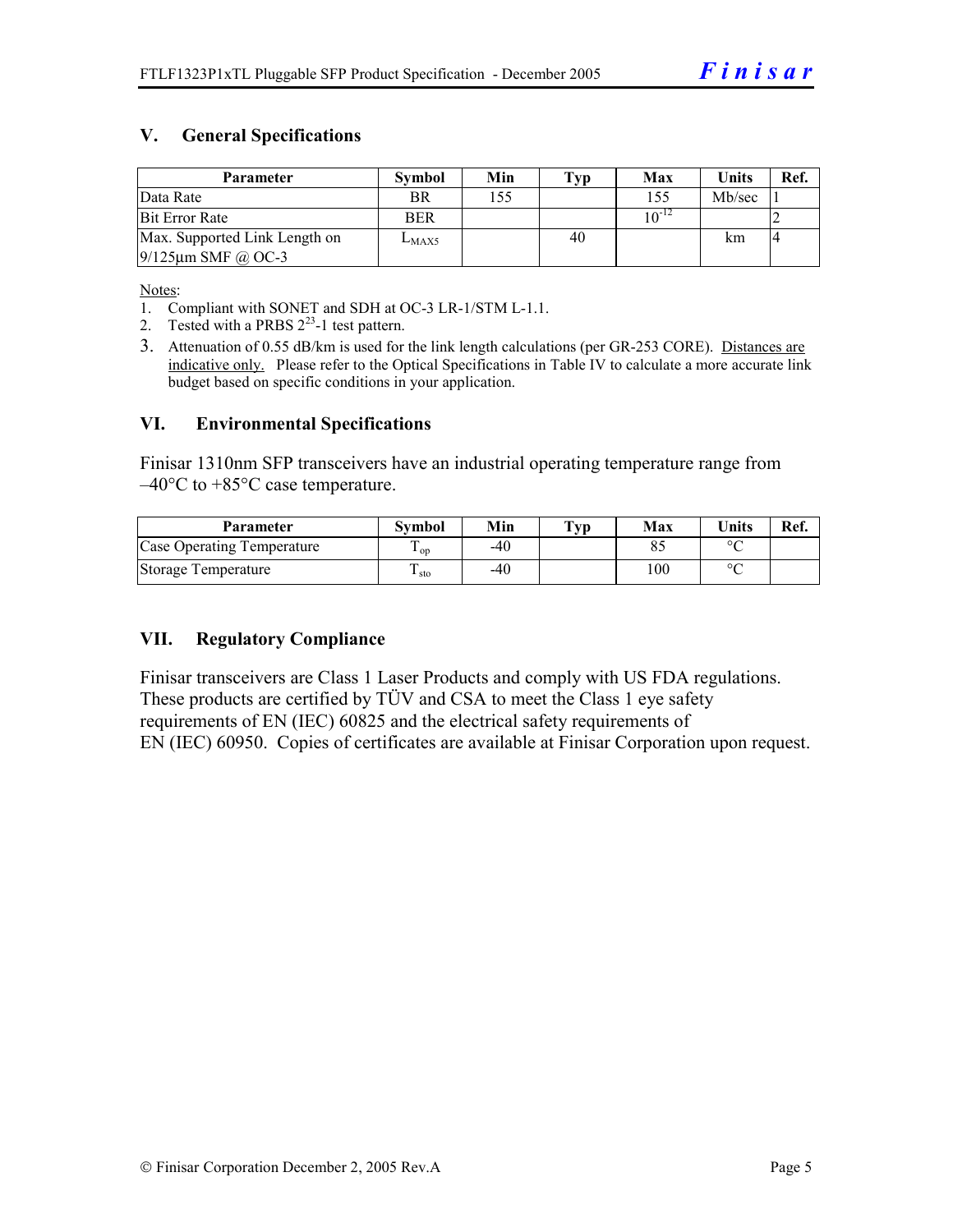## V. General Specifications

| Parameter | Symbol | Min | Typ | Max | Units | Ref. |
|---|---|---|---|---|---|---|
| Data Rate | BR | 155 | | 155 | Mb/sec | 1 |
| Bit Error Rate | BER | | | $10^{-12}$ | | 2 |
| Max. Supported Link Length on 9/125µm SMF @ OC-3 | $L_{MAX5}$ | | 40 | | km | 4 |

Notes:

1. Compliant with SONET and SDH at OC-3 LR-1/STM L-1.1.
2. Tested with a PRBS $2^{23}$-1 test pattern.
3. Attenuation of 0.55 dB/km is used for the link length calculations (per GR-253 CORE). Distances are indicative only. Please refer to the Optical Specifications in Table IV to calculate a more accurate link budget based on specific conditions in your application.

## VI. Environmental Specifications

Finisar 1310nm SFP transceivers have an industrial operating temperature range from –40°C to +85°C case temperature.

| Parameter | Symbol | Min | Typ | Max | Units | Ref. |
|---|---|---|---|---|---|---|
| Case Operating Temperature | $T_{op}$ | -40 | | 85 | °C | |
| Storage Temperature | $T_{sto}$ | -40 | | 100 | °C | |

## VII. Regulatory Compliance

Finisar transceivers are Class 1 Laser Products and comply with US FDA regulations. These products are certified by TÜV and CSA to meet the Class 1 eye safety requirements of EN (IEC) 60825 and the electrical safety requirements of EN (IEC) 60950. Copies of certificates are available at Finisar Corporation upon request.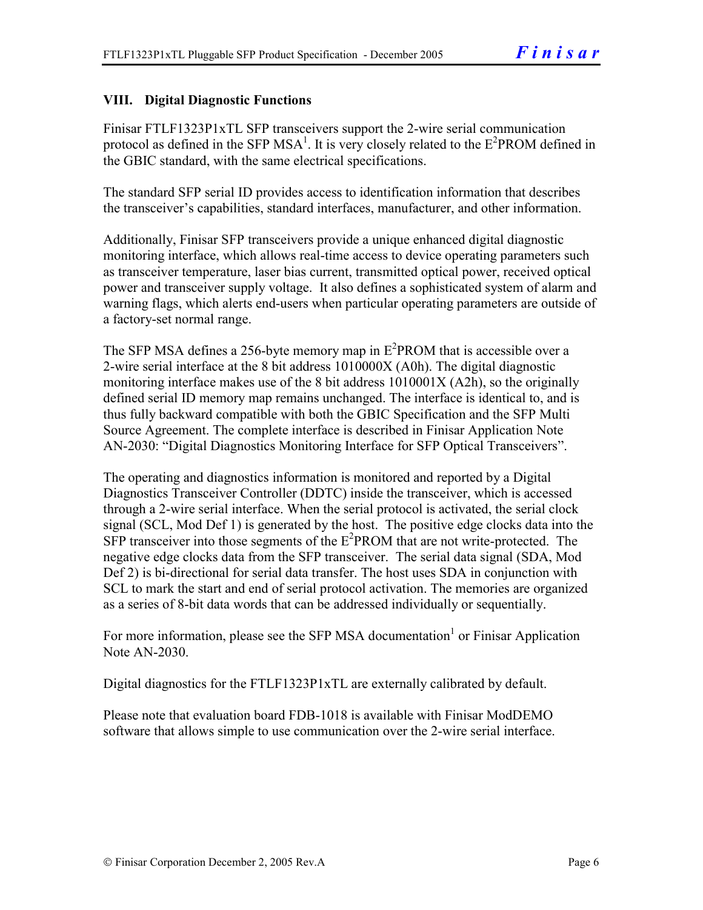## VIII. Digital Diagnostic Functions

Finisar FTLF1323P1xTL SFP transceivers support the 2-wire serial communication protocol as defined in the SFP MSA[1]. It is very closely related to the $E^2$PROM defined in the GBIC standard, with the same electrical specifications.

The standard SFP serial ID provides access to identification information that describes the transceiver's capabilities, standard interfaces, manufacturer, and other information.

Additionally, Finisar SFP transceivers provide a unique enhanced digital diagnostic monitoring interface, which allows real-time access to device operating parameters such as transceiver temperature, laser bias current, transmitted optical power, received optical power and transceiver supply voltage. It also defines a sophisticated system of alarm and warning flags, which alerts end-users when particular operating parameters are outside of a factory-set normal range.

The SFP MSA defines a 256-byte memory map in $E^2$PROM that is accessible over a 2-wire serial interface at the 8 bit address 1010000X (A0h). The digital diagnostic monitoring interface makes use of the 8 bit address 1010001X (A2h), so the originally defined serial ID memory map remains unchanged. The interface is identical to, and is thus fully backward compatible with both the GBIC Specification and the SFP Multi Source Agreement. The complete interface is described in Finisar Application Note AN-2030: "Digital Diagnostics Monitoring Interface for SFP Optical Transceivers".

The operating and diagnostics information is monitored and reported by a Digital Diagnostics Transceiver Controller (DDTC) inside the transceiver, which is accessed through a 2-wire serial interface. When the serial protocol is activated, the serial clock signal (SCL, Mod Def 1) is generated by the host. The positive edge clocks data into the SFP transceiver into those segments of the $E^2$PROM that are not write-protected. The negative edge clocks data from the SFP transceiver. The serial data signal (SDA, Mod Def 2) is bi-directional for serial data transfer. The host uses SDA in conjunction with SCL to mark the start and end of serial protocol activation. The memories are organized as a series of 8-bit data words that can be addressed individually or sequentially.

For more information, please see the SFP MSA documentation[1] or Finisar Application Note AN-2030.

Digital diagnostics for the FTLF1323P1xTL are externally calibrated by default.

Please note that evaluation board FDB-1018 is available with Finisar ModDEMO software that allows simple to use communication over the 2-wire serial interface.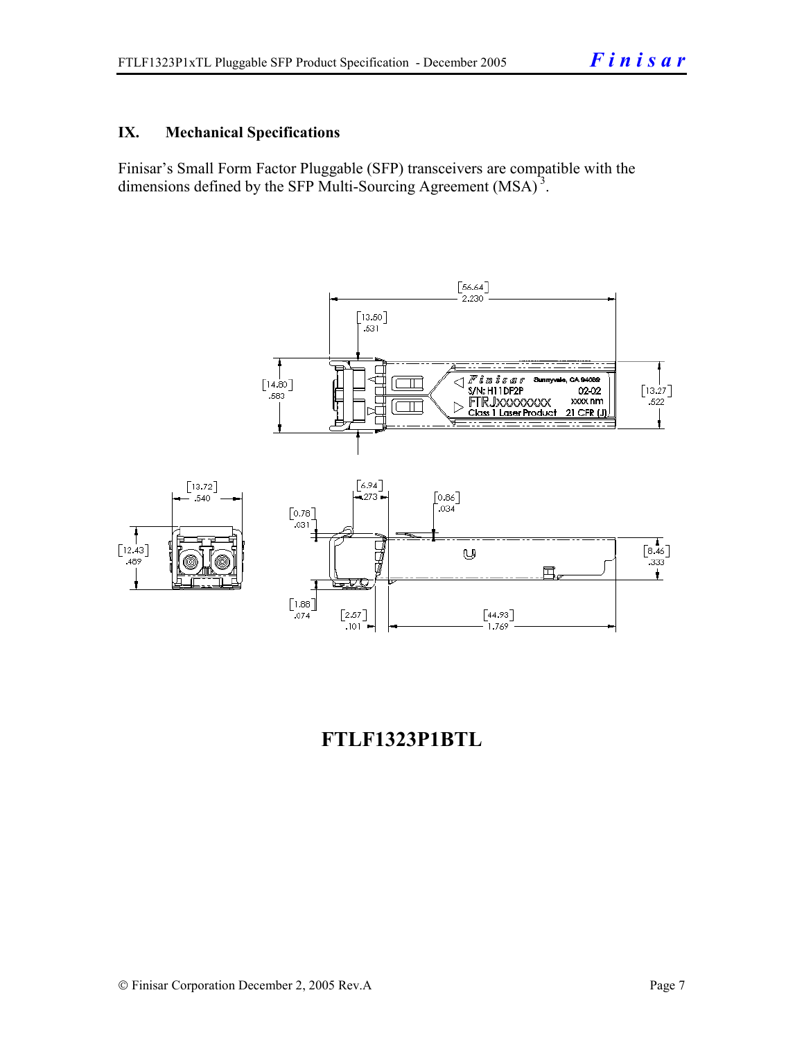## IX. Mechanical Specifications

Finisar's Small Form Factor Pluggable (SFP) transceivers are compatible with the dimensions defined by the SFP Multi-Sourcing Agreement (MSA)[3].

**FTLF1323P1BTL**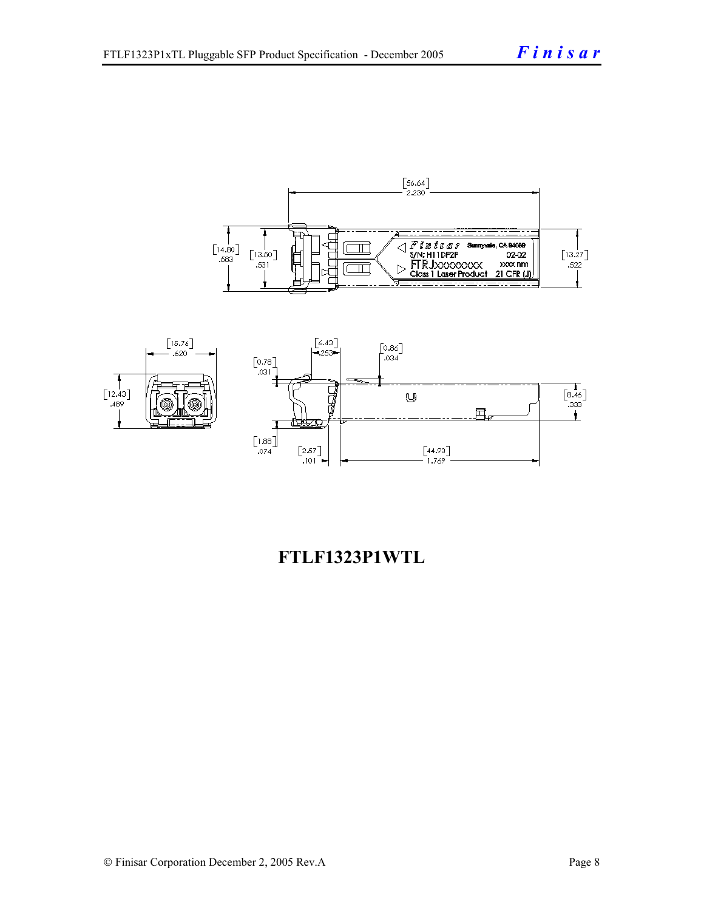**FTLF1323P1WTL**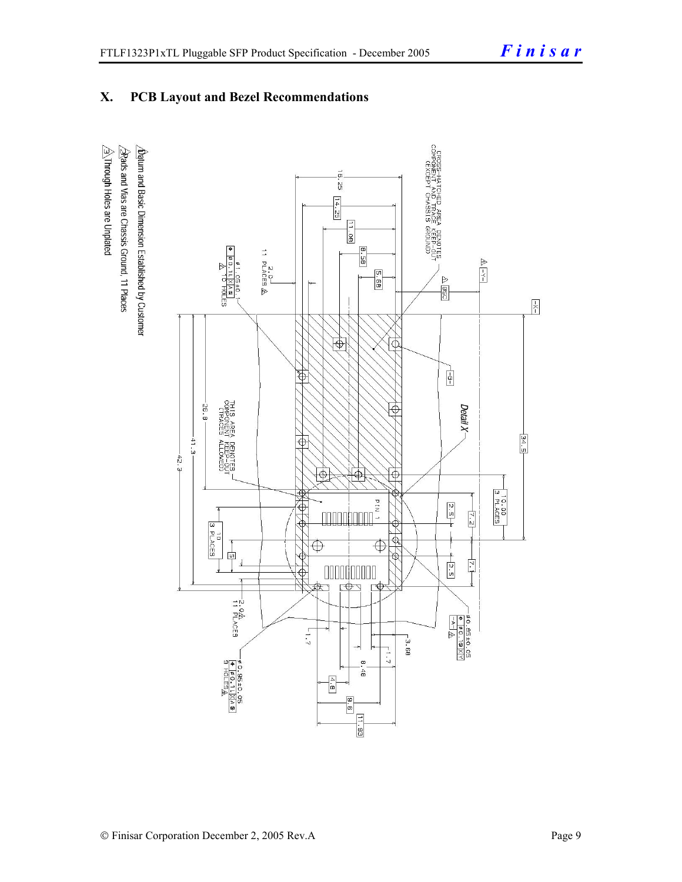## X. PCB Layout and Bezel Recommendations

CROSS-HATCHED AREA DENOTES COMPONENT AND TRACE KEEP-OUT (EXCEPT CHASSIS GROUND)

THIS AREA DENOTES COMPONENT KEEP-OUT (TRACES ALLOWED)

Detail X

PIN 1

16.25, 14.25, 11.08, 8.58, 5.68, 85C, 34.5, 10.00 3 PLACES, 7.2, 2.5, 7.1, 2.5, 26.8, 41.3, 42.3, 10 3 PLACES, 5, 2.0 11 PLACES, 1.7, 3.68, 1.7, 8.48, 4.8, 9.6, 11.93

⌀1.05±0.1 ⌀0.1 X A 16 HOLES

⌀0.85±0.05 ⌀0.1 X Y

⌀0.85±0.05 ⌀0.1 X A 9 HOLES

1. Datum and Basic Dimension Established by Customer
2. Pads and Vias are Chassis Ground, 11 Places
3. Through Holes are Unplated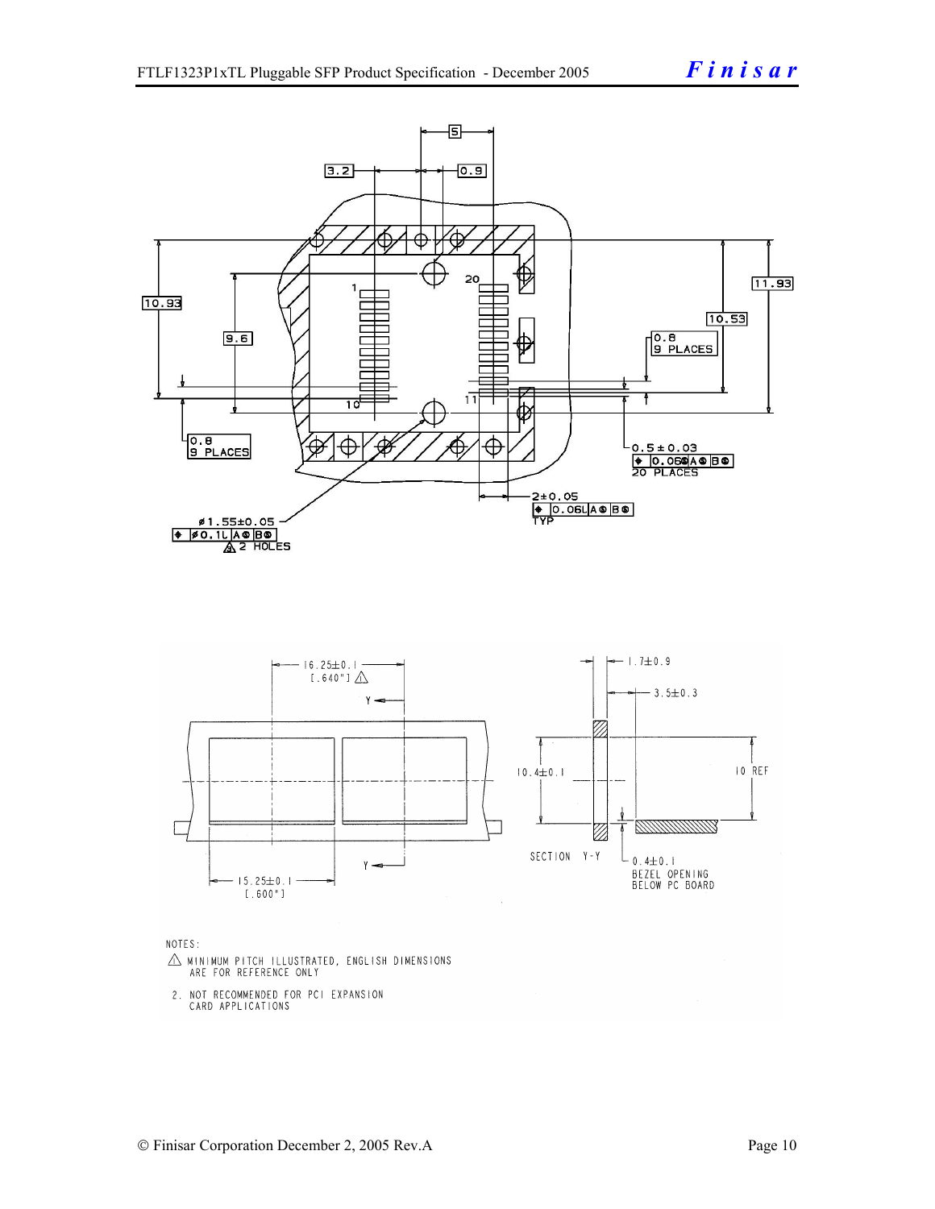NOTES:

⚠ MINIMUM PITCH ILLUSTRATED, ENGLISH DIMENSIONS ARE FOR REFERENCE ONLY

2. NOT RECOMMENDED FOR PCI EXPANSION CARD APPLICATIONS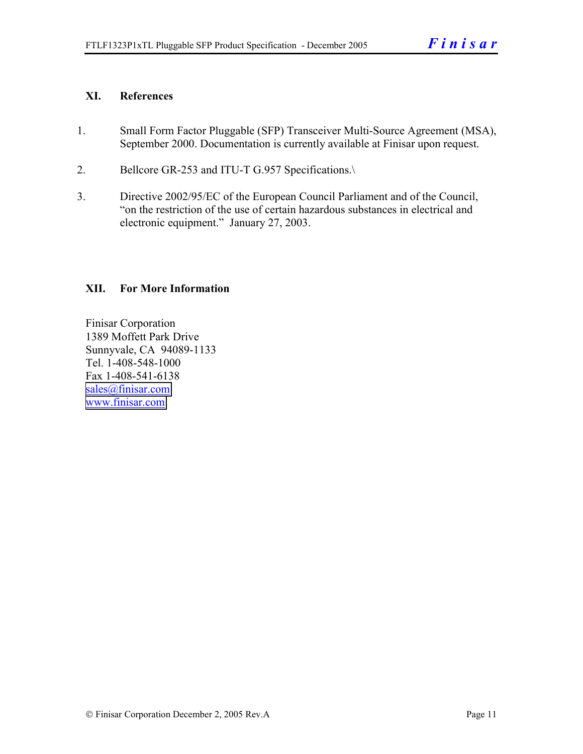## XI. References

1. Small Form Factor Pluggable (SFP) Transceiver Multi-Source Agreement (MSA), September 2000. Documentation is currently available at Finisar upon request.

2. Bellcore GR-253 and ITU-T G.957 Specifications.\

3. Directive 2002/95/EC of the European Council Parliament and of the Council, "on the restriction of the use of certain hazardous substances in electrical and electronic equipment." January 27, 2003.

## XII. For More Information

Finisar Corporation
1389 Moffett Park Drive
Sunnyvale, CA 94089-1133
Tel. 1-408-548-1000
Fax 1-408-541-6138
sales@finisar.com
www.finisar.com